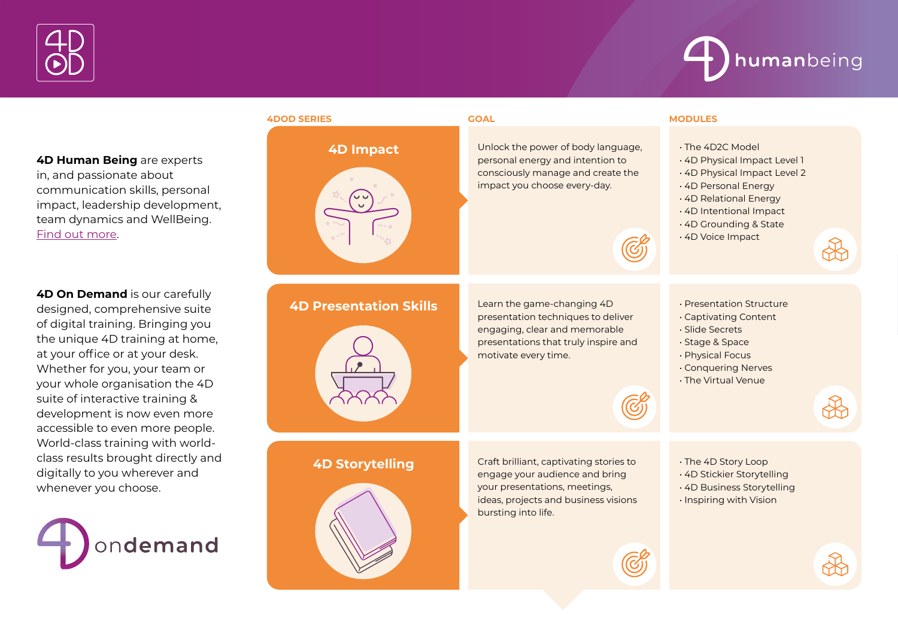**4D Human Being** are experts in, and passionate about communication skills, personal impact, leadership development, team dynamics and WellBeing. Find out more.

**4D On Demand** is our carefully designed, comprehensive suite of digital training. Bringing you the unique 4D training at home, at your office or at your desk. Whether for you, your team or your whole organisation the 4D suite of interactive training & development is now even more accessible to even more people. World-class training with world-class results brought directly and digitally to you wherever and whenever you choose.

| 4DOD SERIES | GOAL | MODULES |
| --- | --- | --- |
| **4D Impact** | Unlock the power of body language, personal energy and intention to consciously manage and create the impact you choose every-day. | · The 4D2C Model<br>· 4D Physical Impact Level 1<br>· 4D Physical Impact Level 2<br>· 4D Personal Energy<br>· 4D Relational Energy<br>· 4D Intentional Impact<br>· 4D Grounding & State<br>· 4D Voice Impact |
| **4D Presentation Skills** | Learn the game-changing 4D presentation techniques to deliver engaging, clear and memorable presentations that truly inspire and motivate every time. | · Presentation Structure<br>· Captivating Content<br>· Slide Secrets<br>· Stage & Space<br>· Physical Focus<br>· Conquering Nerves<br>· The Virtual Venue |
| **4D Storytelling** | Craft brilliant, captivating stories to engage your audience and bring your presentations, meetings, ideas, projects and business visions bursting into life. | · The 4D Story Loop<br>· 4D Stickier Storytelling<br>· 4D Business Storytelling<br>· Inspiring with Vision |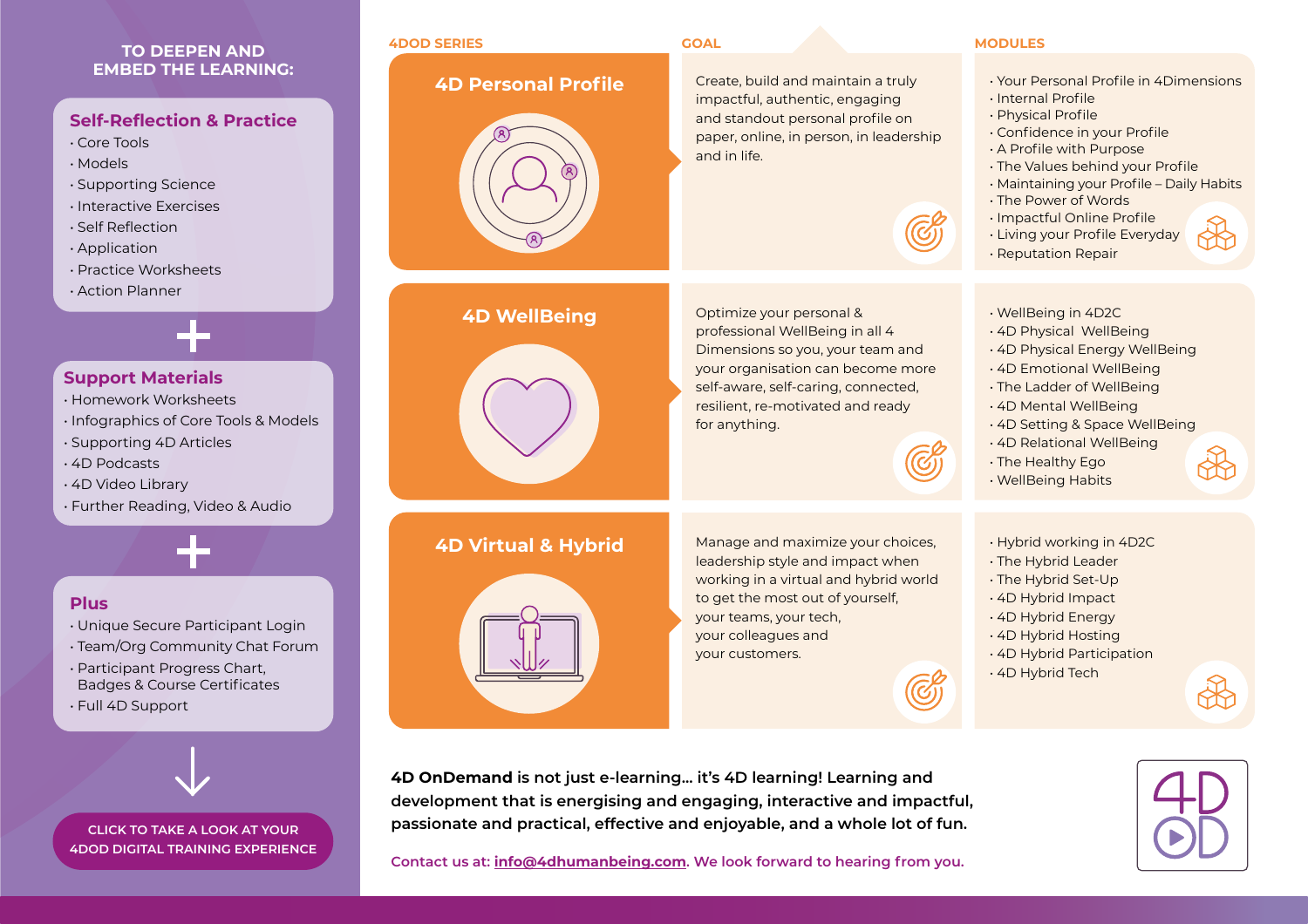## TO DEEPEN AND EMBED THE LEARNING:

### Self-Reflection & Practice

- Core Tools
- Models
- Supporting Science
- Interactive Exercises
- Self Reflection
- Application
- Practice Worksheets
- Action Planner

+

### Support Materials

- Homework Worksheets
- Infographics of Core Tools & Models
- Supporting 4D Articles
- 4D Podcasts
- 4D Video Library
- Further Reading, Video & Audio

+

### Plus

- Unique Secure Participant Login
- Team/Org Community Chat Forum
- Participant Progress Chart, Badges & Course Certificates
- Full 4D Support

CLICK TO TAKE A LOOK AT YOUR 4DOD DIGITAL TRAINING EXPERIENCE

| 4DOD SERIES | GOAL | MODULES |
|---|---|---|
| 4D Personal Profile | Create, build and maintain a truly impactful, authentic, engaging and standout personal profile on paper, online, in person, in leadership and in life. | · Your Personal Profile in 4Dimensions<br>· Internal Profile<br>· Physical Profile<br>· Confidence in your Profile<br>· A Profile with Purpose<br>· The Values behind your Profile<br>· Maintaining your Profile – Daily Habits<br>· The Power of Words<br>· Impactful Online Profile<br>· Living your Profile Everyday<br>· Reputation Repair |
| 4D WellBeing | Optimize your personal & professional WellBeing in all 4 Dimensions so you, your team and your organisation can become more self-aware, self-caring, connected, resilient, re-motivated and ready for anything. | · WellBeing in 4D2C<br>· 4D Physical WellBeing<br>· 4D Physical Energy WellBeing<br>· 4D Emotional WellBeing<br>· The Ladder of WellBeing<br>· 4D Mental WellBeing<br>· 4D Setting & Space WellBeing<br>· 4D Relational WellBeing<br>· The Healthy Ego<br>· WellBeing Habits |
| 4D Virtual & Hybrid | Manage and maximize your choices, leadership style and impact when working in a virtual and hybrid world to get the most out of yourself, your teams, your tech, your colleagues and your customers. | · Hybrid working in 4D2C<br>· The Hybrid Leader<br>· The Hybrid Set-Up<br>· 4D Hybrid Impact<br>· 4D Hybrid Energy<br>· 4D Hybrid Hosting<br>· 4D Hybrid Participation<br>· 4D Hybrid Tech |

**4D OnDemand is not just e-learning… it's 4D learning! Learning and development that is energising and engaging, interactive and impactful, passionate and practical, effective and enjoyable, and a whole lot of fun.**

Contact us at: info@4dhumanbeing.com. We look forward to hearing from you.